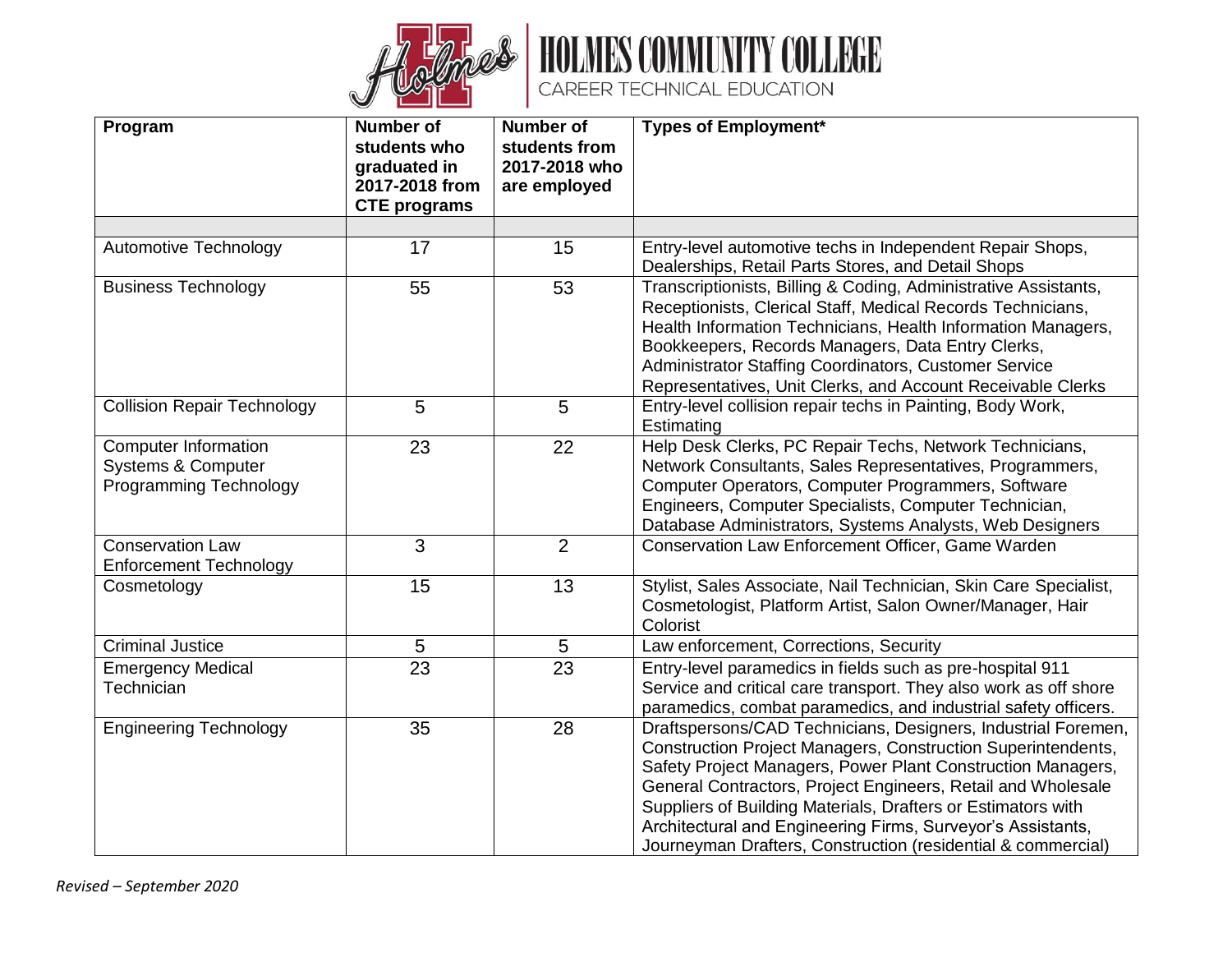# HOLMES COMMUNITY COLLEGE

CAREER TECHNICAL EDUCATION

| Program | Number of students who graduated in 2017-2018 from CTE programs | Number of students from 2017-2018 who are employed | Types of Employment* |
|---|---|---|---|
| | | | |
| Automotive Technology | 17 | 15 | Entry-level automotive techs in Independent Repair Shops, Dealerships, Retail Parts Stores, and Detail Shops |
| Business Technology | 55 | 53 | Transcriptionists, Billing & Coding, Administrative Assistants, Receptionists, Clerical Staff, Medical Records Technicians, Health Information Technicians, Health Information Managers, Bookkeepers, Records Managers, Data Entry Clerks, Administrator Staffing Coordinators, Customer Service Representatives, Unit Clerks, and Account Receivable Clerks |
| Collision Repair Technology | 5 | 5 | Entry-level collision repair techs in Painting, Body Work, Estimating |
| Computer Information Systems & Computer Programming Technology | 23 | 22 | Help Desk Clerks, PC Repair Techs, Network Technicians, Network Consultants, Sales Representatives, Programmers, Computer Operators, Computer Programmers, Software Engineers, Computer Specialists, Computer Technician, Database Administrators, Systems Analysts, Web Designers |
| Conservation Law Enforcement Technology | 3 | 2 | Conservation Law Enforcement Officer, Game Warden |
| Cosmetology | 15 | 13 | Stylist, Sales Associate, Nail Technician, Skin Care Specialist, Cosmetologist, Platform Artist, Salon Owner/Manager, Hair Colorist |
| Criminal Justice | 5 | 5 | Law enforcement, Corrections, Security |
| Emergency Medical Technician | 23 | 23 | Entry-level paramedics in fields such as pre-hospital 911 Service and critical care transport. They also work as off shore paramedics, combat paramedics, and industrial safety officers. |
| Engineering Technology | 35 | 28 | Draftspersons/CAD Technicians, Designers, Industrial Foremen, Construction Project Managers, Construction Superintendents, Safety Project Managers, Power Plant Construction Managers, General Contractors, Project Engineers, Retail and Wholesale Suppliers of Building Materials, Drafters or Estimators with Architectural and Engineering Firms, Surveyor's Assistants, Journeyman Drafters, Construction (residential & commercial) |

*Revised – September 2020*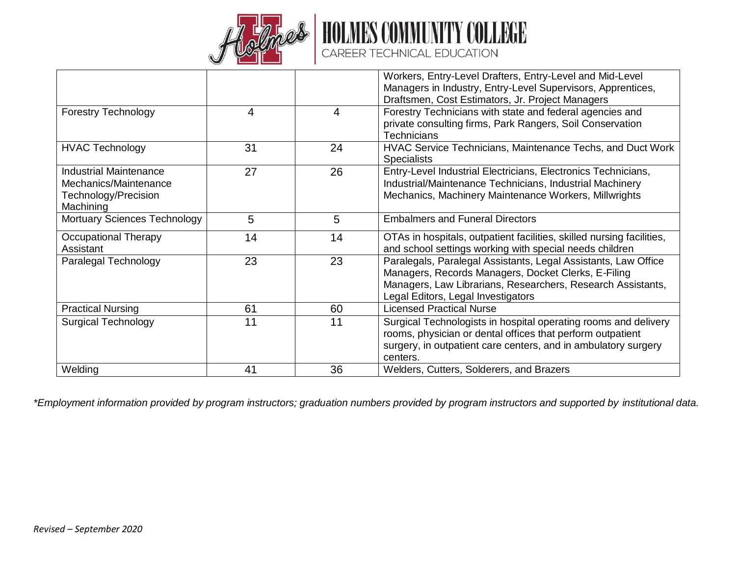| | | | |
|---|---|---|---|
| | | | Workers, Entry-Level Drafters, Entry-Level and Mid-Level Managers in Industry, Entry-Level Supervisors, Apprentices, Draftsmen, Cost Estimators, Jr. Project Managers |
| Forestry Technology | 4 | 4 | Forestry Technicians with state and federal agencies and private consulting firms, Park Rangers, Soil Conservation Technicians |
| HVAC Technology | 31 | 24 | HVAC Service Technicians, Maintenance Techs, and Duct Work Specialists |
| Industrial Maintenance Mechanics/Maintenance Technology/Precision Machining | 27 | 26 | Entry-Level Industrial Electricians, Electronics Technicians, Industrial/Maintenance Technicians, Industrial Machinery Mechanics, Machinery Maintenance Workers, Millwrights |
| Mortuary Sciences Technology | 5 | 5 | Embalmers and Funeral Directors |
| Occupational Therapy Assistant | 14 | 14 | OTAs in hospitals, outpatient facilities, skilled nursing facilities, and school settings working with special needs children |
| Paralegal Technology | 23 | 23 | Paralegals, Paralegal Assistants, Legal Assistants, Law Office Managers, Records Managers, Docket Clerks, E-Filing Managers, Law Librarians, Researchers, Research Assistants, Legal Editors, Legal Investigators |
| Practical Nursing | 61 | 60 | Licensed Practical Nurse |
| Surgical Technology | 11 | 11 | Surgical Technologists in hospital operating rooms and delivery rooms, physician or dental offices that perform outpatient surgery, in outpatient care centers, and in ambulatory surgery centers. |
| Welding | 41 | 36 | Welders, Cutters, Solderers, and Brazers |

*\*Employment information provided by program instructors; graduation numbers provided by program instructors and supported by institutional data.*

*Revised – September 2020*